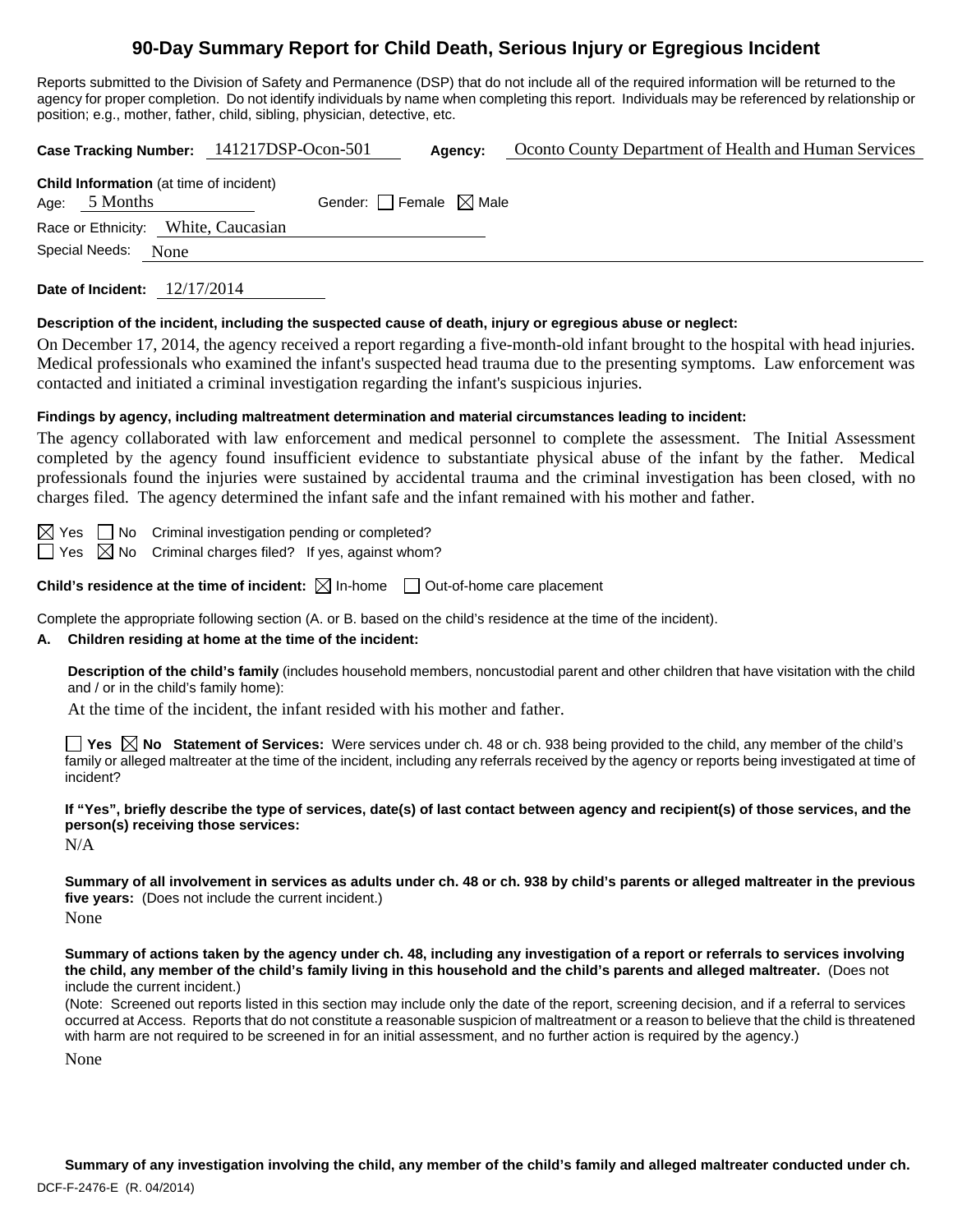# 90-Day Summary Report for Child Death, Serious Injury or Egregious Incident

Reports submitted to the Division of Safety and Permanence (DSP) that do not include all of the required information will be returned to the agency for proper completion. Do not identify individuals by name when completing this report. Individuals may be referenced by relationship or position; e.g., mother, father, child, sibling, physician, detective, etc.

**Case Tracking Number:** 141217DSP-Ocon-501 **Agency:** Oconto County Department of Health and Human Services

**Child Information** (at time of incident)
Age: 5 Months Gender: ☐ Female ☒ Male
Race or Ethnicity: White, Caucasian
Special Needs: None

**Date of Incident:** 12/17/2014

**Description of the incident, including the suspected cause of death, injury or egregious abuse or neglect:**

On December 17, 2014, the agency received a report regarding a five-month-old infant brought to the hospital with head injuries. Medical professionals who examined the infant's suspected head trauma due to the presenting symptoms. Law enforcement was contacted and initiated a criminal investigation regarding the infant's suspicious injuries.

**Findings by agency, including maltreatment determination and material circumstances leading to incident:**

The agency collaborated with law enforcement and medical personnel to complete the assessment. The Initial Assessment completed by the agency found insufficient evidence to substantiate physical abuse of the infant by the father. Medical professionals found the injuries were sustained by accidental trauma and the criminal investigation has been closed, with no charges filed. The agency determined the infant safe and the infant remained with his mother and father.

☒ Yes ☐ No Criminal investigation pending or completed?
☐ Yes ☒ No Criminal charges filed? If yes, against whom?

**Child's residence at the time of incident:** ☒ In-home ☐ Out-of-home care placement

Complete the appropriate following section (A. or B. based on the child's residence at the time of the incident).

**A. Children residing at home at the time of the incident:**

**Description of the child's family** (includes household members, noncustodial parent and other children that have visitation with the child and / or in the child's family home):

At the time of the incident, the infant resided with his mother and father.

☐ **Yes** ☒ **No Statement of Services:** Were services under ch. 48 or ch. 938 being provided to the child, any member of the child's family or alleged maltreater at the time of the incident, including any referrals received by the agency or reports being investigated at time of incident?

**If "Yes", briefly describe the type of services, date(s) of last contact between agency and recipient(s) of those services, and the person(s) receiving those services:**

N/A

**Summary of all involvement in services as adults under ch. 48 or ch. 938 by child's parents or alleged maltreater in the previous five years:** (Does not include the current incident.)

None

**Summary of actions taken by the agency under ch. 48, including any investigation of a report or referrals to services involving the child, any member of the child's family living in this household and the child's parents and alleged maltreater.** (Does not include the current incident.)

(Note: Screened out reports listed in this section may include only the date of the report, screening decision, and if a referral to services occurred at Access. Reports that do not constitute a reasonable suspicion of maltreatment or a reason to believe that the child is threatened with harm are not required to be screened in for an initial assessment, and no further action is required by the agency.)

None

**Summary of any investigation involving the child, any member of the child's family and alleged maltreater conducted under ch.**

DCF-F-2476-E (R. 04/2014)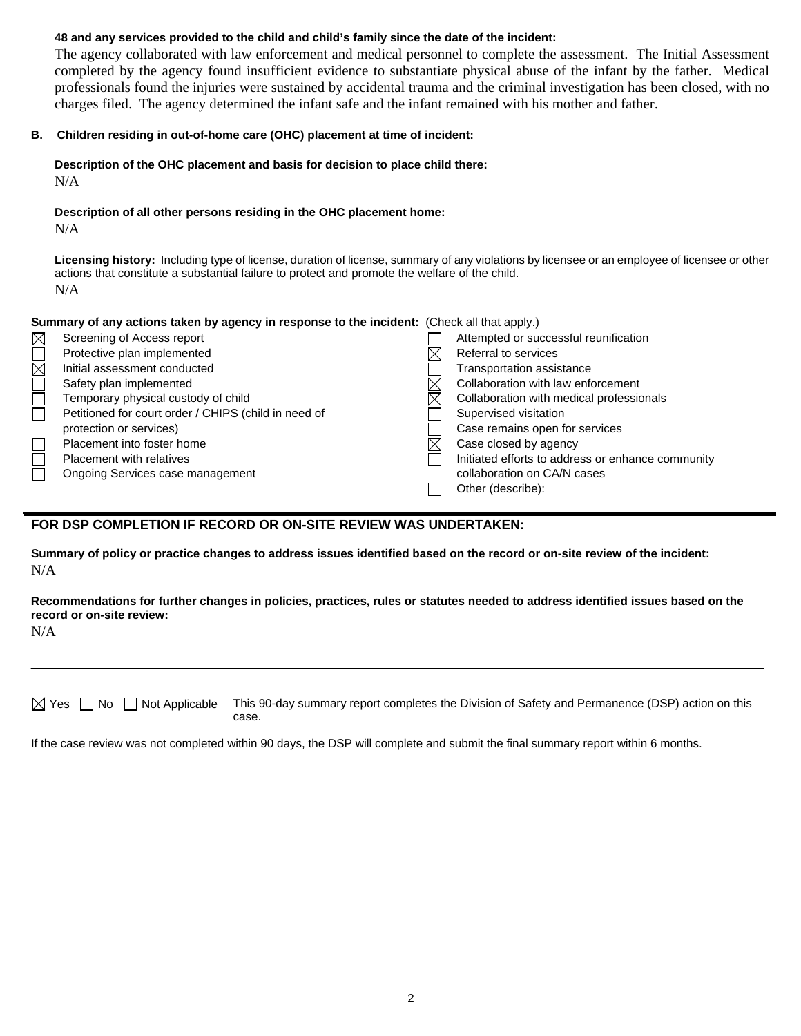**48 and any services provided to the child and child's family since the date of the incident:**

The agency collaborated with law enforcement and medical personnel to complete the assessment. The Initial Assessment completed by the agency found insufficient evidence to substantiate physical abuse of the infant by the father. Medical professionals found the injuries were sustained by accidental trauma and the criminal investigation has been closed, with no charges filed. The agency determined the infant safe and the infant remained with his mother and father.

**B. Children residing in out-of-home care (OHC) placement at time of incident:**

**Description of the OHC placement and basis for decision to place child there:**

N/A

**Description of all other persons residing in the OHC placement home:**

N/A

**Licensing history:** Including type of license, duration of license, summary of any violations by licensee or an employee of licensee or other actions that constitute a substantial failure to protect and promote the welfare of the child.

N/A

**Summary of any actions taken by agency in response to the incident:** (Check all that apply.)

- ☒ Screening of Access report
- ☐ Protective plan implemented
- ☒ Initial assessment conducted
- ☐ Safety plan implemented
- ☐ Temporary physical custody of child
- ☐ Petitioned for court order / CHIPS (child in need of protection or services)
- ☐ Placement into foster home
- ☐ Placement with relatives
- ☐ Ongoing Services case management
- ☐ Attempted or successful reunification
- ☒ Referral to services
- ☐ Transportation assistance
- ☒ Collaboration with law enforcement
- ☒ Collaboration with medical professionals
- ☐ Supervised visitation
- ☐ Case remains open for services
- ☒ Case closed by agency
- ☐ Initiated efforts to address or enhance community collaboration on CA/N cases
- ☐ Other (describe):

## FOR DSP COMPLETION IF RECORD OR ON-SITE REVIEW WAS UNDERTAKEN:

**Summary of policy or practice changes to address issues identified based on the record or on-site review of the incident:**

N/A

**Recommendations for further changes in policies, practices, rules or statutes needed to address identified issues based on the record or on-site review:**

N/A

---

☒ Yes ☐ No ☐ Not Applicable This 90-day summary report completes the Division of Safety and Permanence (DSP) action on this case.

If the case review was not completed within 90 days, the DSP will complete and submit the final summary report within 6 months.